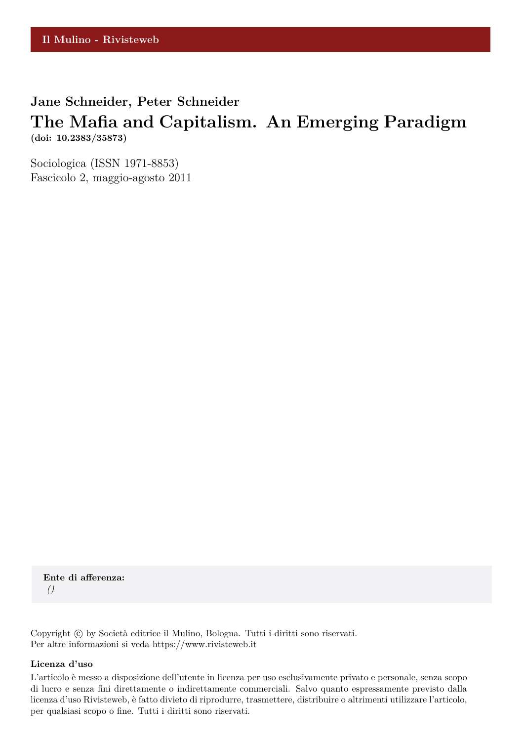Il Mulino - Rivisteweb

**Jane Schneider, Peter Schneider**

# The Mafia and Capitalism. An Emerging Paradigm

**(doi: 10.2383/35873)**

Sociologica (ISSN 1971-8853)
Fascicolo 2, maggio-agosto 2011

**Ente di afferenza:**
*()*

Copyright © by Società editrice il Mulino, Bologna. Tutti i diritti sono riservati.
Per altre informazioni si veda https://www.rivisteweb.it

**Licenza d'uso**

L'articolo è messo a disposizione dell'utente in licenza per uso esclusivamente privato e personale, senza scopo di lucro e senza fini direttamente o indirettamente commerciali. Salvo quanto espressamente previsto dalla licenza d'uso Rivisteweb, è fatto divieto di riprodurre, trasmettere, distribuire o altrimenti utilizzare l'articolo, per qualsiasi scopo o fine. Tutti i diritti sono riservati.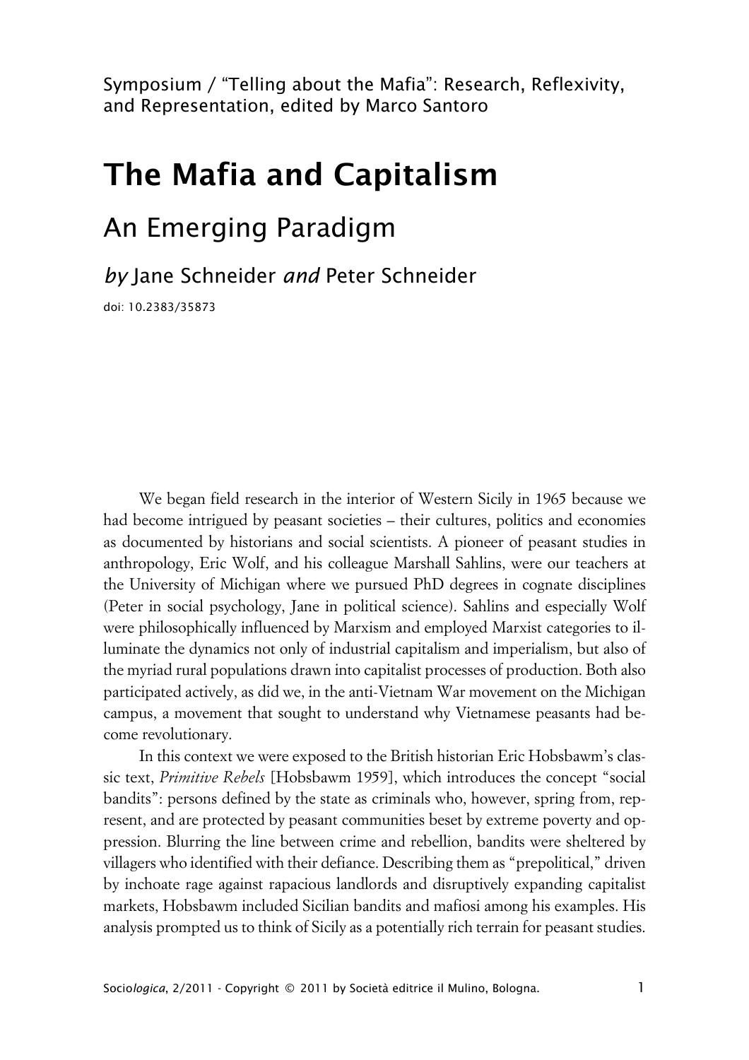Symposium / "Telling about the Mafia": Research, Reflexivity, and Representation, edited by Marco Santoro

# The Mafia and Capitalism

## An Emerging Paradigm

### *by* Jane Schneider *and* Peter Schneider

doi: 10.2383/35873

We began field research in the interior of Western Sicily in 1965 because we had become intrigued by peasant societies – their cultures, politics and economies as documented by historians and social scientists. A pioneer of peasant studies in anthropology, Eric Wolf, and his colleague Marshall Sahlins, were our teachers at the University of Michigan where we pursued PhD degrees in cognate disciplines (Peter in social psychology, Jane in political science). Sahlins and especially Wolf were philosophically influenced by Marxism and employed Marxist categories to illuminate the dynamics not only of industrial capitalism and imperialism, but also of the myriad rural populations drawn into capitalist processes of production. Both also participated actively, as did we, in the anti-Vietnam War movement on the Michigan campus, a movement that sought to understand why Vietnamese peasants had become revolutionary.

In this context we were exposed to the British historian Eric Hobsbawm's classic text, *Primitive Rebels* [Hobsbawm 1959], which introduces the concept "social bandits": persons defined by the state as criminals who, however, spring from, represent, and are protected by peasant communities beset by extreme poverty and oppression. Blurring the line between crime and rebellion, bandits were sheltered by villagers who identified with their defiance. Describing them as "prepolitical," driven by inchoate rage against rapacious landlords and disruptively expanding capitalist markets, Hobsbawm included Sicilian bandits and mafiosi among his examples. His analysis prompted us to think of Sicily as a potentially rich terrain for peasant studies.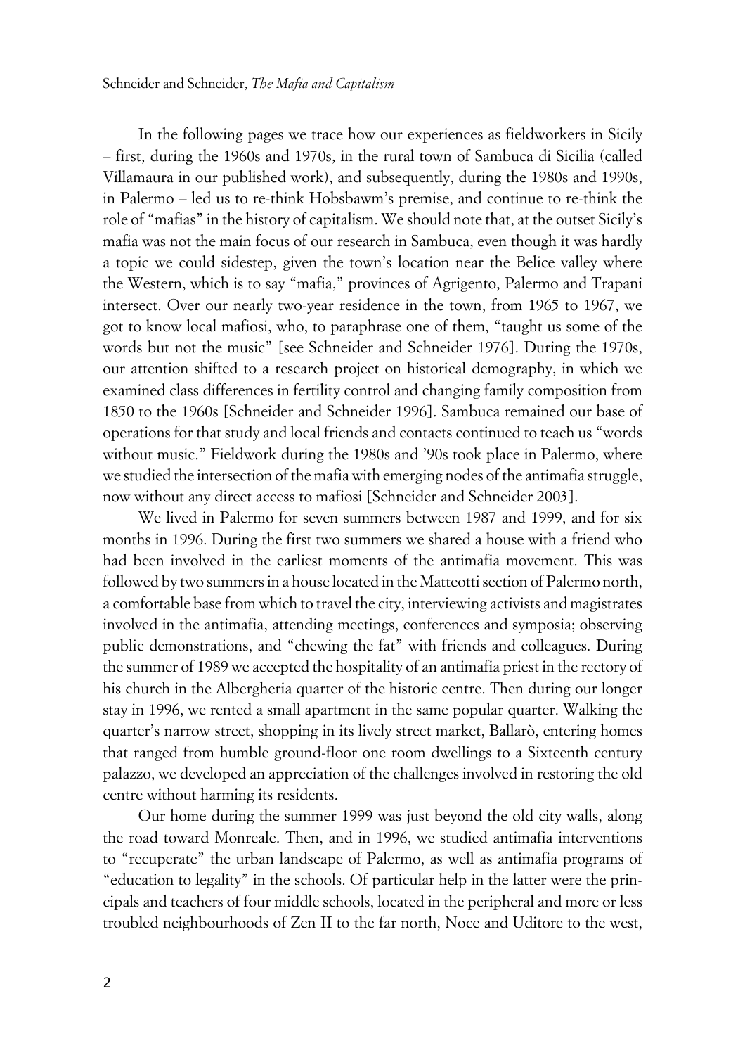In the following pages we trace how our experiences as fieldworkers in Sicily – first, during the 1960s and 1970s, in the rural town of Sambuca di Sicilia (called Villamaura in our published work), and subsequently, during the 1980s and 1990s, in Palermo – led us to re-think Hobsbawm's premise, and continue to re-think the role of "mafias" in the history of capitalism. We should note that, at the outset Sicily's mafia was not the main focus of our research in Sambuca, even though it was hardly a topic we could sidestep, given the town's location near the Belice valley where the Western, which is to say "mafia," provinces of Agrigento, Palermo and Trapani intersect. Over our nearly two-year residence in the town, from 1965 to 1967, we got to know local mafiosi, who, to paraphrase one of them, "taught us some of the words but not the music" [see Schneider and Schneider 1976]. During the 1970s, our attention shifted to a research project on historical demography, in which we examined class differences in fertility control and changing family composition from 1850 to the 1960s [Schneider and Schneider 1996]. Sambuca remained our base of operations for that study and local friends and contacts continued to teach us "words without music." Fieldwork during the 1980s and '90s took place in Palermo, where we studied the intersection of the mafia with emerging nodes of the antimafia struggle, now without any direct access to mafiosi [Schneider and Schneider 2003].

We lived in Palermo for seven summers between 1987 and 1999, and for six months in 1996. During the first two summers we shared a house with a friend who had been involved in the earliest moments of the antimafia movement. This was followed by two summers in a house located in the Matteotti section of Palermo north, a comfortable base from which to travel the city, interviewing activists and magistrates involved in the antimafia, attending meetings, conferences and symposia; observing public demonstrations, and "chewing the fat" with friends and colleagues. During the summer of 1989 we accepted the hospitality of an antimafia priest in the rectory of his church in the Albergheria quarter of the historic centre. Then during our longer stay in 1996, we rented a small apartment in the same popular quarter. Walking the quarter's narrow street, shopping in its lively street market, Ballarò, entering homes that ranged from humble ground-floor one room dwellings to a Sixteenth century palazzo, we developed an appreciation of the challenges involved in restoring the old centre without harming its residents.

Our home during the summer 1999 was just beyond the old city walls, along the road toward Monreale. Then, and in 1996, we studied antimafia interventions to "recuperate" the urban landscape of Palermo, as well as antimafia programs of "education to legality" in the schools. Of particular help in the latter were the principals and teachers of four middle schools, located in the peripheral and more or less troubled neighbourhoods of Zen II to the far north, Noce and Uditore to the west,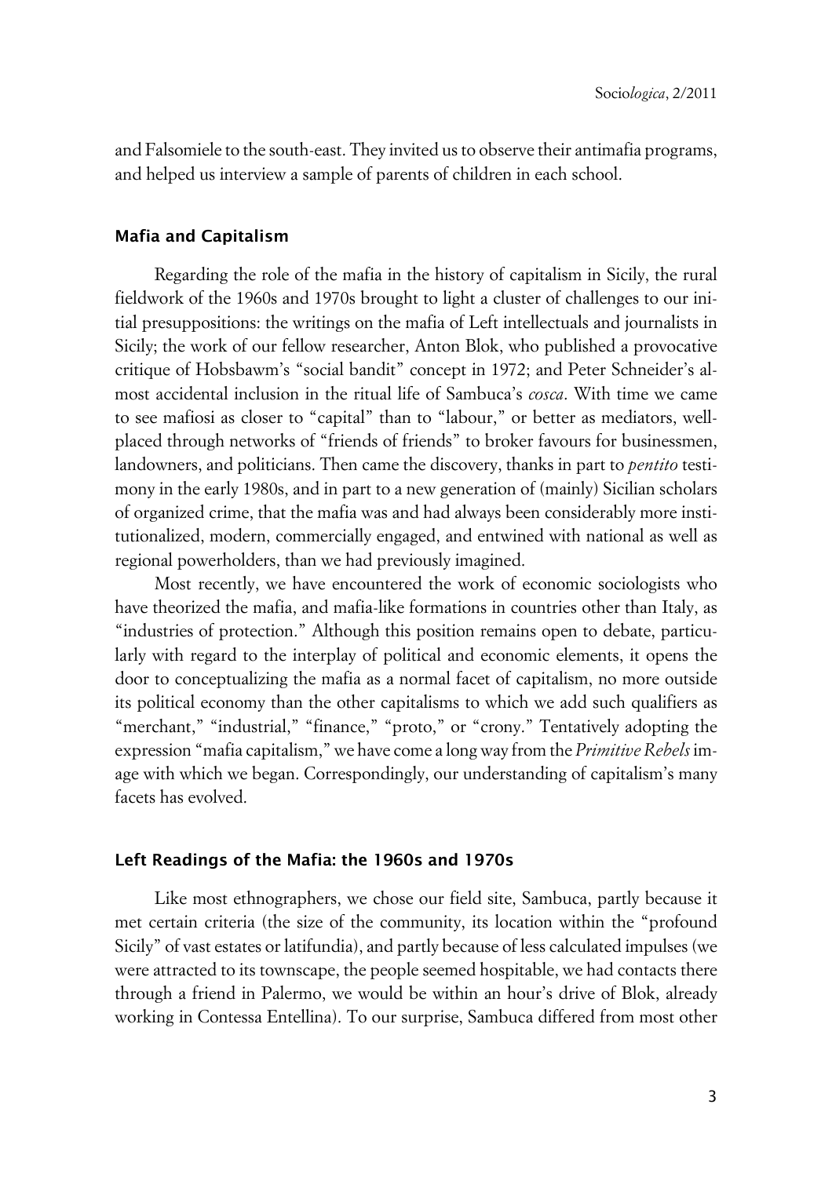and Falsomiele to the south-east. They invited us to observe their antimafia programs, and helped us interview a sample of parents of children in each school.

## Mafia and Capitalism

Regarding the role of the mafia in the history of capitalism in Sicily, the rural fieldwork of the 1960s and 1970s brought to light a cluster of challenges to our initial presuppositions: the writings on the mafia of Left intellectuals and journalists in Sicily; the work of our fellow researcher, Anton Blok, who published a provocative critique of Hobsbawm's "social bandit" concept in 1972; and Peter Schneider's almost accidental inclusion in the ritual life of Sambuca's *cosca*. With time we came to see mafiosi as closer to "capital" than to "labour," or better as mediators, well-placed through networks of "friends of friends" to broker favours for businessmen, landowners, and politicians. Then came the discovery, thanks in part to *pentito* testimony in the early 1980s, and in part to a new generation of (mainly) Sicilian scholars of organized crime, that the mafia was and had always been considerably more institutionalized, modern, commercially engaged, and entwined with national as well as regional powerholders, than we had previously imagined.

Most recently, we have encountered the work of economic sociologists who have theorized the mafia, and mafia-like formations in countries other than Italy, as "industries of protection." Although this position remains open to debate, particularly with regard to the interplay of political and economic elements, it opens the door to conceptualizing the mafia as a normal facet of capitalism, no more outside its political economy than the other capitalisms to which we add such qualifiers as "merchant," "industrial," "finance," "proto," or "crony." Tentatively adopting the expression "mafia capitalism," we have come a long way from the *Primitive Rebels* image with which we began. Correspondingly, our understanding of capitalism's many facets has evolved.

## Left Readings of the Mafia: the 1960s and 1970s

Like most ethnographers, we chose our field site, Sambuca, partly because it met certain criteria (the size of the community, its location within the "profound Sicily" of vast estates or latifundia), and partly because of less calculated impulses (we were attracted to its townscape, the people seemed hospitable, we had contacts there through a friend in Palermo, we would be within an hour's drive of Blok, already working in Contessa Entellina). To our surprise, Sambuca differed from most other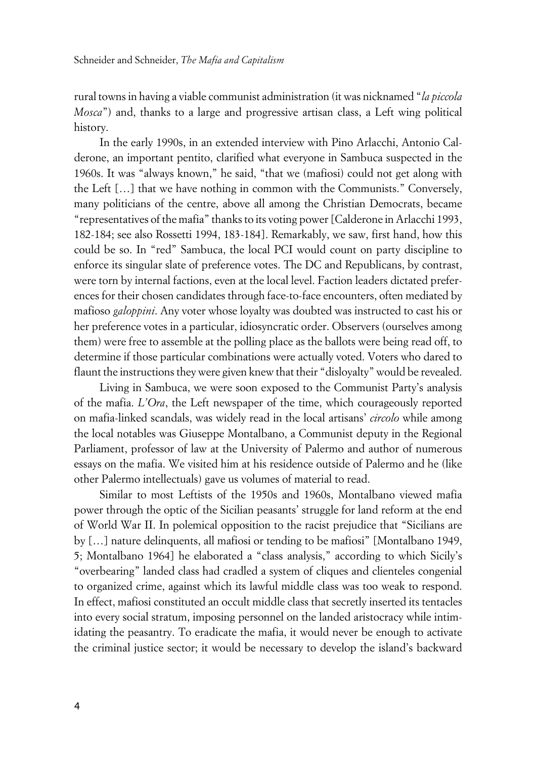rural towns in having a viable communist administration (it was nicknamed "*la piccola Mosca*") and, thanks to a large and progressive artisan class, a Left wing political history.

In the early 1990s, in an extended interview with Pino Arlacchi, Antonio Calderone, an important pentito, clarified what everyone in Sambuca suspected in the 1960s. It was "always known," he said, "that we (mafiosi) could not get along with the Left […] that we have nothing in common with the Communists." Conversely, many politicians of the centre, above all among the Christian Democrats, became "representatives of the mafia" thanks to its voting power [Calderone in Arlacchi 1993, 182-184; see also Rossetti 1994, 183-184]. Remarkably, we saw, first hand, how this could be so. In "red" Sambuca, the local PCI would count on party discipline to enforce its singular slate of preference votes. The DC and Republicans, by contrast, were torn by internal factions, even at the local level. Faction leaders dictated preferences for their chosen candidates through face-to-face encounters, often mediated by mafioso *galoppini*. Any voter whose loyalty was doubted was instructed to cast his or her preference votes in a particular, idiosyncratic order. Observers (ourselves among them) were free to assemble at the polling place as the ballots were being read off, to determine if those particular combinations were actually voted. Voters who dared to flaunt the instructions they were given knew that their "disloyalty" would be revealed.

Living in Sambuca, we were soon exposed to the Communist Party's analysis of the mafia. *L'Ora*, the Left newspaper of the time, which courageously reported on mafia-linked scandals, was widely read in the local artisans' *circolo* while among the local notables was Giuseppe Montalbano, a Communist deputy in the Regional Parliament, professor of law at the University of Palermo and author of numerous essays on the mafia. We visited him at his residence outside of Palermo and he (like other Palermo intellectuals) gave us volumes of material to read.

Similar to most Leftists of the 1950s and 1960s, Montalbano viewed mafia power through the optic of the Sicilian peasants' struggle for land reform at the end of World War II. In polemical opposition to the racist prejudice that "Sicilians are by […] nature delinquents, all mafiosi or tending to be mafiosi" [Montalbano 1949, 5; Montalbano 1964] he elaborated a "class analysis," according to which Sicily's "overbearing" landed class had cradled a system of cliques and clienteles congenial to organized crime, against which its lawful middle class was too weak to respond. In effect, mafiosi constituted an occult middle class that secretly inserted its tentacles into every social stratum, imposing personnel on the landed aristocracy while intimidating the peasantry. To eradicate the mafia, it would never be enough to activate the criminal justice sector; it would be necessary to develop the island's backward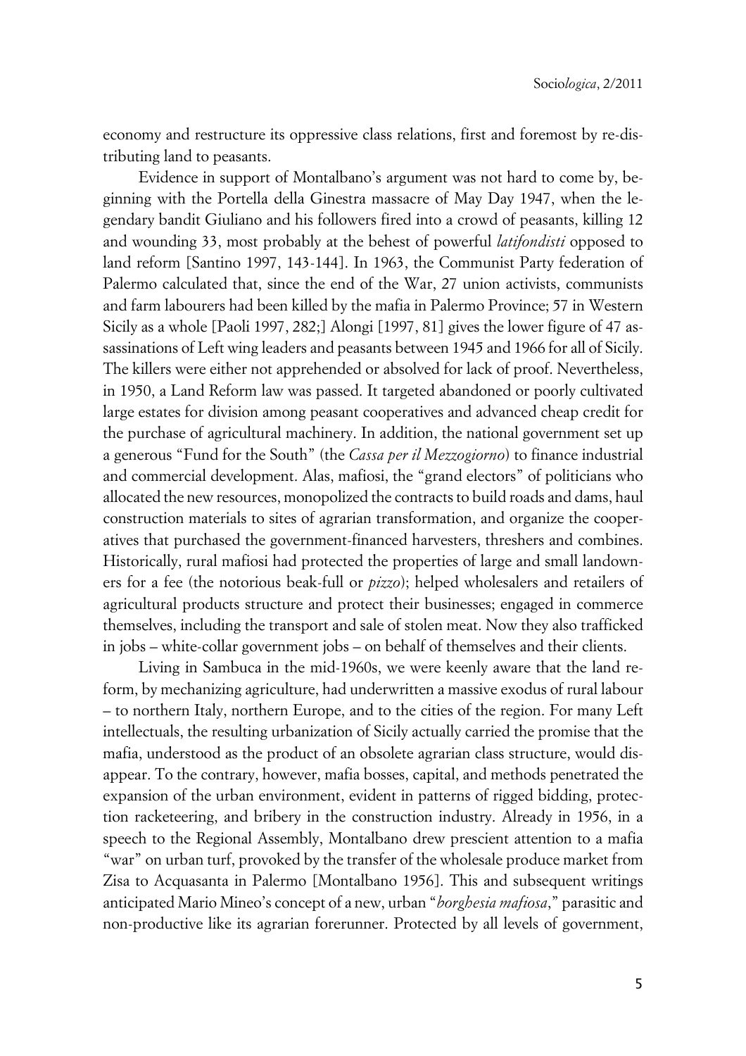economy and restructure its oppressive class relations, first and foremost by re-distributing land to peasants.

Evidence in support of Montalbano's argument was not hard to come by, beginning with the Portella della Ginestra massacre of May Day 1947, when the legendary bandit Giuliano and his followers fired into a crowd of peasants, killing 12 and wounding 33, most probably at the behest of powerful *latifondisti* opposed to land reform [Santino 1997, 143-144]. In 1963, the Communist Party federation of Palermo calculated that, since the end of the War, 27 union activists, communists and farm labourers had been killed by the mafia in Palermo Province; 57 in Western Sicily as a whole [Paoli 1997, 282;] Alongi [1997, 81] gives the lower figure of 47 assassinations of Left wing leaders and peasants between 1945 and 1966 for all of Sicily. The killers were either not apprehended or absolved for lack of proof. Nevertheless, in 1950, a Land Reform law was passed. It targeted abandoned or poorly cultivated large estates for division among peasant cooperatives and advanced cheap credit for the purchase of agricultural machinery. In addition, the national government set up a generous "Fund for the South" (the *Cassa per il Mezzogiorno*) to finance industrial and commercial development. Alas, mafiosi, the "grand electors" of politicians who allocated the new resources, monopolized the contracts to build roads and dams, haul construction materials to sites of agrarian transformation, and organize the cooperatives that purchased the government-financed harvesters, threshers and combines. Historically, rural mafiosi had protected the properties of large and small landowners for a fee (the notorious beak-full or *pizzo*); helped wholesalers and retailers of agricultural products structure and protect their businesses; engaged in commerce themselves, including the transport and sale of stolen meat. Now they also trafficked in jobs – white-collar government jobs – on behalf of themselves and their clients.

Living in Sambuca in the mid-1960s, we were keenly aware that the land reform, by mechanizing agriculture, had underwritten a massive exodus of rural labour – to northern Italy, northern Europe, and to the cities of the region. For many Left intellectuals, the resulting urbanization of Sicily actually carried the promise that the mafia, understood as the product of an obsolete agrarian class structure, would disappear. To the contrary, however, mafia bosses, capital, and methods penetrated the expansion of the urban environment, evident in patterns of rigged bidding, protection racketeering, and bribery in the construction industry. Already in 1956, in a speech to the Regional Assembly, Montalbano drew prescient attention to a mafia "war" on urban turf, provoked by the transfer of the wholesale produce market from Zisa to Acquasanta in Palermo [Montalbano 1956]. This and subsequent writings anticipated Mario Mineo's concept of a new, urban "*borghesia mafiosa*," parasitic and non-productive like its agrarian forerunner. Protected by all levels of government,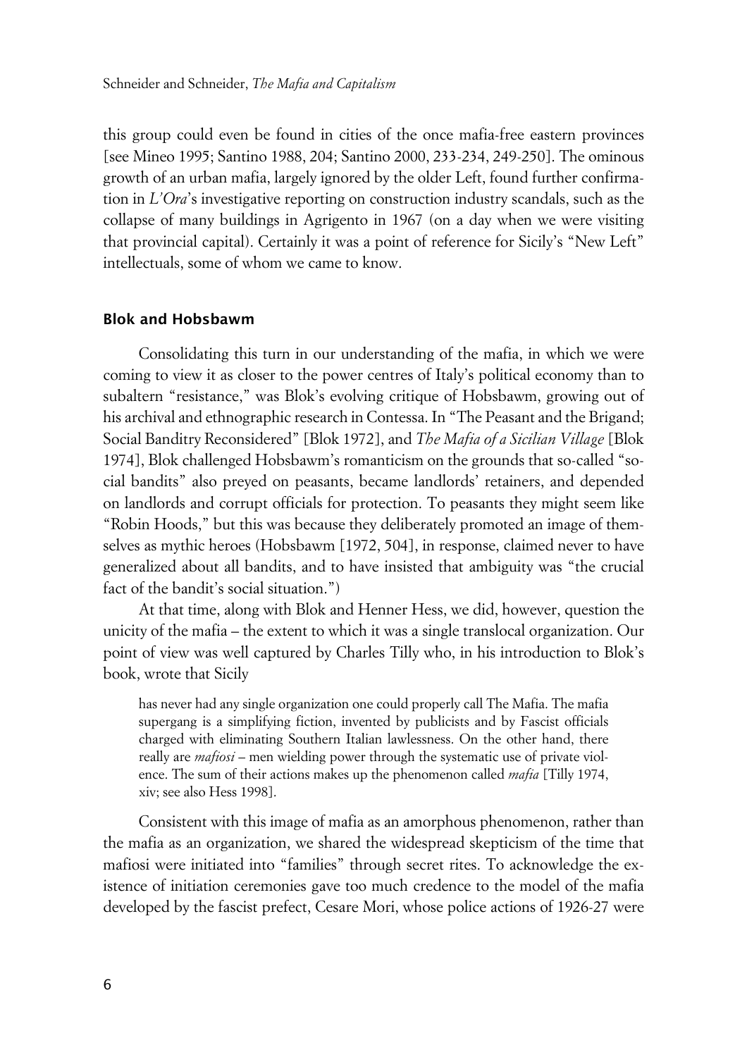this group could even be found in cities of the once mafia-free eastern provinces [see Mineo 1995; Santino 1988, 204; Santino 2000, 233-234, 249-250]. The ominous growth of an urban mafia, largely ignored by the older Left, found further confirmation in *L'Ora*'s investigative reporting on construction industry scandals, such as the collapse of many buildings in Agrigento in 1967 (on a day when we were visiting that provincial capital). Certainly it was a point of reference for Sicily's "New Left" intellectuals, some of whom we came to know.

## Blok and Hobsbawm

Consolidating this turn in our understanding of the mafia, in which we were coming to view it as closer to the power centres of Italy's political economy than to subaltern "resistance," was Blok's evolving critique of Hobsbawm, growing out of his archival and ethnographic research in Contessa. In "The Peasant and the Brigand; Social Banditry Reconsidered" [Blok 1972], and *The Mafia of a Sicilian Village* [Blok 1974], Blok challenged Hobsbawm's romanticism on the grounds that so-called "social bandits" also preyed on peasants, became landlords' retainers, and depended on landlords and corrupt officials for protection. To peasants they might seem like "Robin Hoods," but this was because they deliberately promoted an image of themselves as mythic heroes (Hobsbawm [1972, 504], in response, claimed never to have generalized about all bandits, and to have insisted that ambiguity was "the crucial fact of the bandit's social situation.")

At that time, along with Blok and Henner Hess, we did, however, question the unicity of the mafia – the extent to which it was a single translocal organization. Our point of view was well captured by Charles Tilly who, in his introduction to Blok's book, wrote that Sicily

> has never had any single organization one could properly call The Mafia. The mafia supergang is a simplifying fiction, invented by publicists and by Fascist officials charged with eliminating Southern Italian lawlessness. On the other hand, there really are *mafiosi* – men wielding power through the systematic use of private violence. The sum of their actions makes up the phenomenon called *mafia* [Tilly 1974, xiv; see also Hess 1998].

Consistent with this image of mafia as an amorphous phenomenon, rather than the mafia as an organization, we shared the widespread skepticism of the time that mafiosi were initiated into "families" through secret rites. To acknowledge the existence of initiation ceremonies gave too much credence to the model of the mafia developed by the fascist prefect, Cesare Mori, whose police actions of 1926-27 were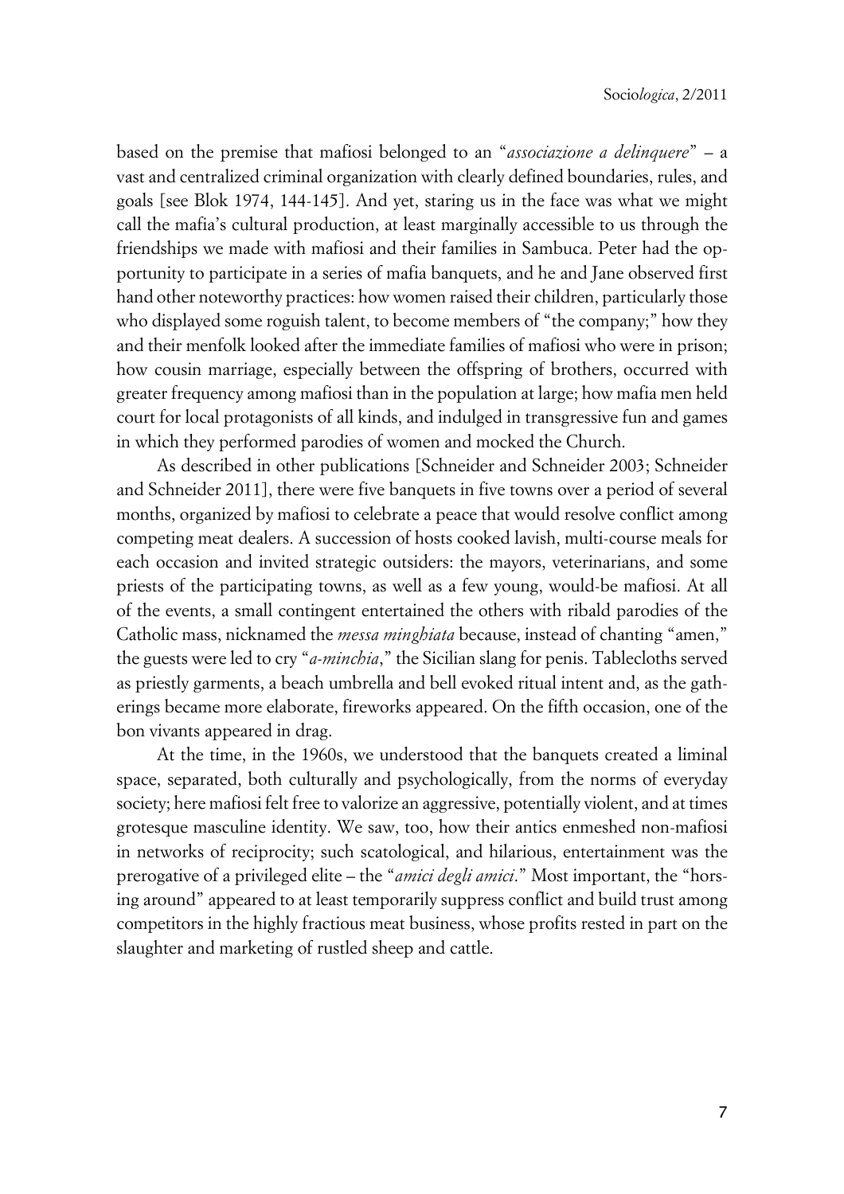based on the premise that mafiosi belonged to an "*associazione a delinquere*" – a vast and centralized criminal organization with clearly defined boundaries, rules, and goals [see Blok 1974, 144-145]. And yet, staring us in the face was what we might call the mafia's cultural production, at least marginally accessible to us through the friendships we made with mafiosi and their families in Sambuca. Peter had the opportunity to participate in a series of mafia banquets, and he and Jane observed first hand other noteworthy practices: how women raised their children, particularly those who displayed some roguish talent, to become members of "the company;" how they and their menfolk looked after the immediate families of mafiosi who were in prison; how cousin marriage, especially between the offspring of brothers, occurred with greater frequency among mafiosi than in the population at large; how mafia men held court for local protagonists of all kinds, and indulged in transgressive fun and games in which they performed parodies of women and mocked the Church.

As described in other publications [Schneider and Schneider 2003; Schneider and Schneider 2011], there were five banquets in five towns over a period of several months, organized by mafiosi to celebrate a peace that would resolve conflict among competing meat dealers. A succession of hosts cooked lavish, multi-course meals for each occasion and invited strategic outsiders: the mayors, veterinarians, and some priests of the participating towns, as well as a few young, would-be mafiosi. At all of the events, a small contingent entertained the others with ribald parodies of the Catholic mass, nicknamed the *messa minghiata* because, instead of chanting "amen," the guests were led to cry "*a-minchia*," the Sicilian slang for penis. Tablecloths served as priestly garments, a beach umbrella and bell evoked ritual intent and, as the gatherings became more elaborate, fireworks appeared. On the fifth occasion, one of the bon vivants appeared in drag.

At the time, in the 1960s, we understood that the banquets created a liminal space, separated, both culturally and psychologically, from the norms of everyday society; here mafiosi felt free to valorize an aggressive, potentially violent, and at times grotesque masculine identity. We saw, too, how their antics enmeshed non-mafiosi in networks of reciprocity; such scatological, and hilarious, entertainment was the prerogative of a privileged elite – the "*amici degli amici*." Most important, the "horsing around" appeared to at least temporarily suppress conflict and build trust among competitors in the highly fractious meat business, whose profits rested in part on the slaughter and marketing of rustled sheep and cattle.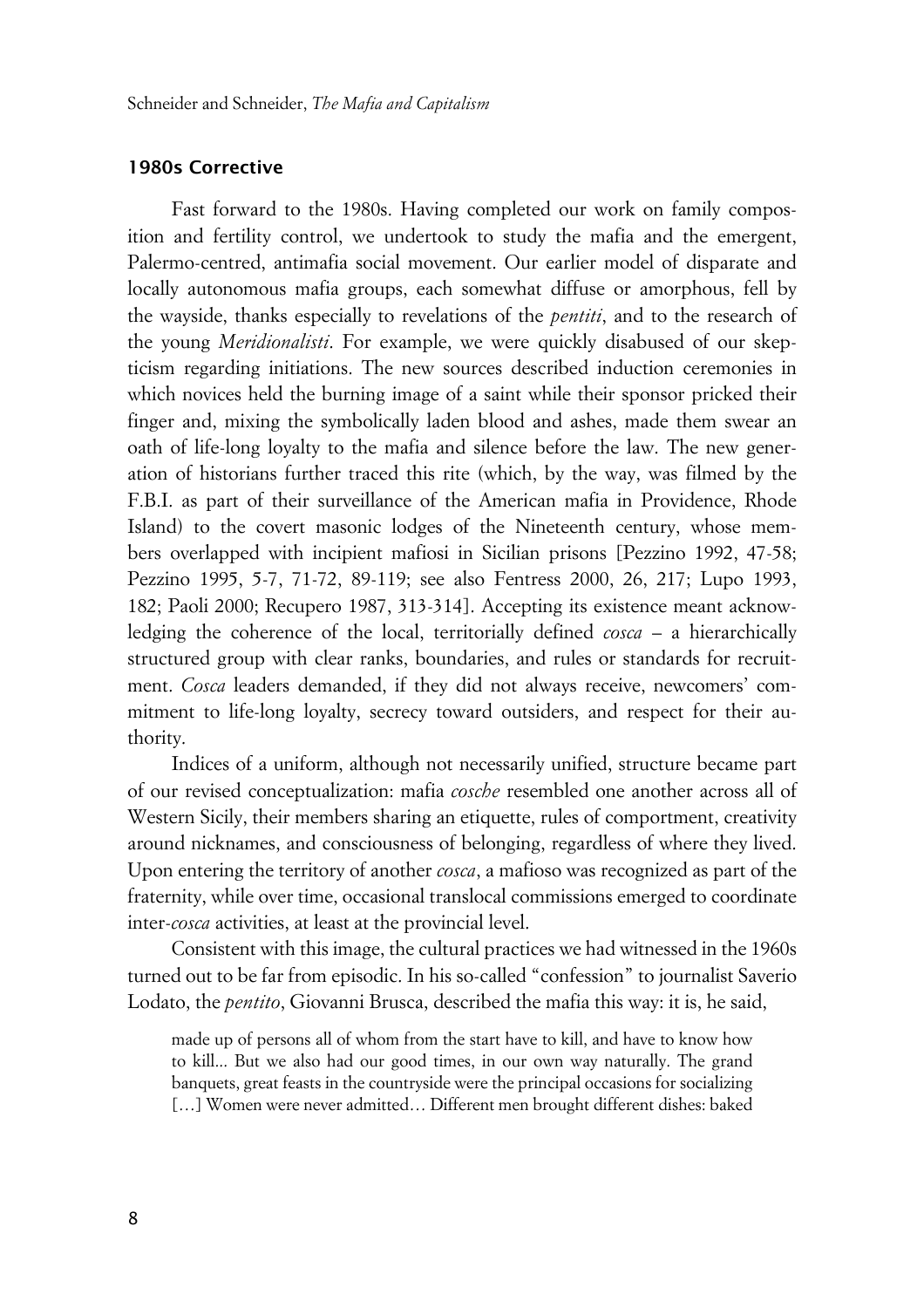## 1980s Corrective

Fast forward to the 1980s. Having completed our work on family composition and fertility control, we undertook to study the mafia and the emergent, Palermo-centred, antimafia social movement. Our earlier model of disparate and locally autonomous mafia groups, each somewhat diffuse or amorphous, fell by the wayside, thanks especially to revelations of the *pentiti*, and to the research of the young *Meridionalisti*. For example, we were quickly disabused of our skepticism regarding initiations. The new sources described induction ceremonies in which novices held the burning image of a saint while their sponsor pricked their finger and, mixing the symbolically laden blood and ashes, made them swear an oath of life-long loyalty to the mafia and silence before the law. The new generation of historians further traced this rite (which, by the way, was filmed by the F.B.I. as part of their surveillance of the American mafia in Providence, Rhode Island) to the covert masonic lodges of the Nineteenth century, whose members overlapped with incipient mafiosi in Sicilian prisons [Pezzino 1992, 47-58; Pezzino 1995, 5-7, 71-72, 89-119; see also Fentress 2000, 26, 217; Lupo 1993, 182; Paoli 2000; Recupero 1987, 313-314]. Accepting its existence meant acknowledging the coherence of the local, territorially defined *cosca* – a hierarchically structured group with clear ranks, boundaries, and rules or standards for recruitment. *Cosca* leaders demanded, if they did not always receive, newcomers' commitment to life-long loyalty, secrecy toward outsiders, and respect for their authority.

Indices of a uniform, although not necessarily unified, structure became part of our revised conceptualization: mafia *cosche* resembled one another across all of Western Sicily, their members sharing an etiquette, rules of comportment, creativity around nicknames, and consciousness of belonging, regardless of where they lived. Upon entering the territory of another *cosca*, a mafioso was recognized as part of the fraternity, while over time, occasional translocal commissions emerged to coordinate inter-*cosca* activities, at least at the provincial level.

Consistent with this image, the cultural practices we had witnessed in the 1960s turned out to be far from episodic. In his so-called "confession" to journalist Saverio Lodato, the *pentito*, Giovanni Brusca, described the mafia this way: it is, he said,

> made up of persons all of whom from the start have to kill, and have to know how to kill... But we also had our good times, in our own way naturally. The grand banquets, great feasts in the countryside were the principal occasions for socializing […] Women were never admitted… Different men brought different dishes: baked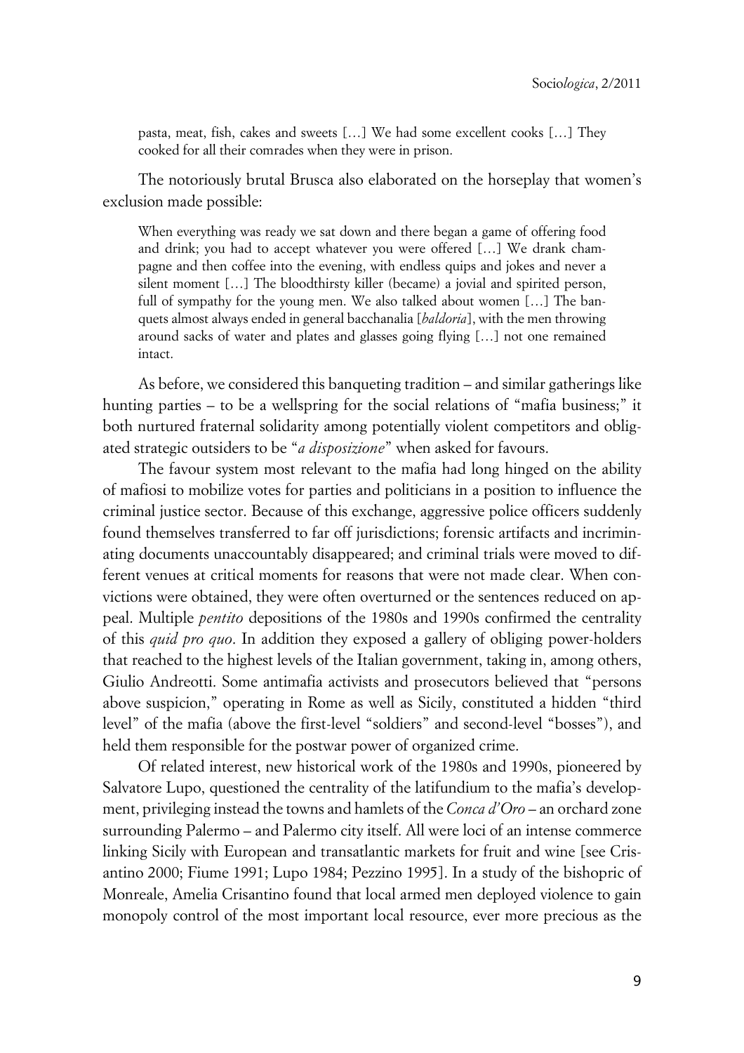> pasta, meat, fish, cakes and sweets […] We had some excellent cooks […] They cooked for all their comrades when they were in prison.

The notoriously brutal Brusca also elaborated on the horseplay that women's exclusion made possible:

> When everything was ready we sat down and there began a game of offering food and drink; you had to accept whatever you were offered […] We drank champagne and then coffee into the evening, with endless quips and jokes and never a silent moment […] The bloodthirsty killer (became) a jovial and spirited person, full of sympathy for the young men. We also talked about women […] The banquets almost always ended in general bacchanalia [*baldoria*], with the men throwing around sacks of water and plates and glasses going flying […] not one remained intact.

As before, we considered this banqueting tradition – and similar gatherings like hunting parties – to be a wellspring for the social relations of "mafia business;" it both nurtured fraternal solidarity among potentially violent competitors and obligated strategic outsiders to be "*a disposizione*" when asked for favours.

The favour system most relevant to the mafia had long hinged on the ability of mafiosi to mobilize votes for parties and politicians in a position to influence the criminal justice sector. Because of this exchange, aggressive police officers suddenly found themselves transferred to far off jurisdictions; forensic artifacts and incriminating documents unaccountably disappeared; and criminal trials were moved to different venues at critical moments for reasons that were not made clear. When convictions were obtained, they were often overturned or the sentences reduced on appeal. Multiple *pentito* depositions of the 1980s and 1990s confirmed the centrality of this *quid pro quo*. In addition they exposed a gallery of obliging power-holders that reached to the highest levels of the Italian government, taking in, among others, Giulio Andreotti. Some antimafia activists and prosecutors believed that "persons above suspicion," operating in Rome as well as Sicily, constituted a hidden "third level" of the mafia (above the first-level "soldiers" and second-level "bosses"), and held them responsible for the postwar power of organized crime.

Of related interest, new historical work of the 1980s and 1990s, pioneered by Salvatore Lupo, questioned the centrality of the latifundium to the mafia's development, privileging instead the towns and hamlets of the *Conca d'Oro* – an orchard zone surrounding Palermo – and Palermo city itself. All were loci of an intense commerce linking Sicily with European and transatlantic markets for fruit and wine [see Crisantino 2000; Fiume 1991; Lupo 1984; Pezzino 1995]. In a study of the bishopric of Monreale, Amelia Crisantino found that local armed men deployed violence to gain monopoly control of the most important local resource, ever more precious as the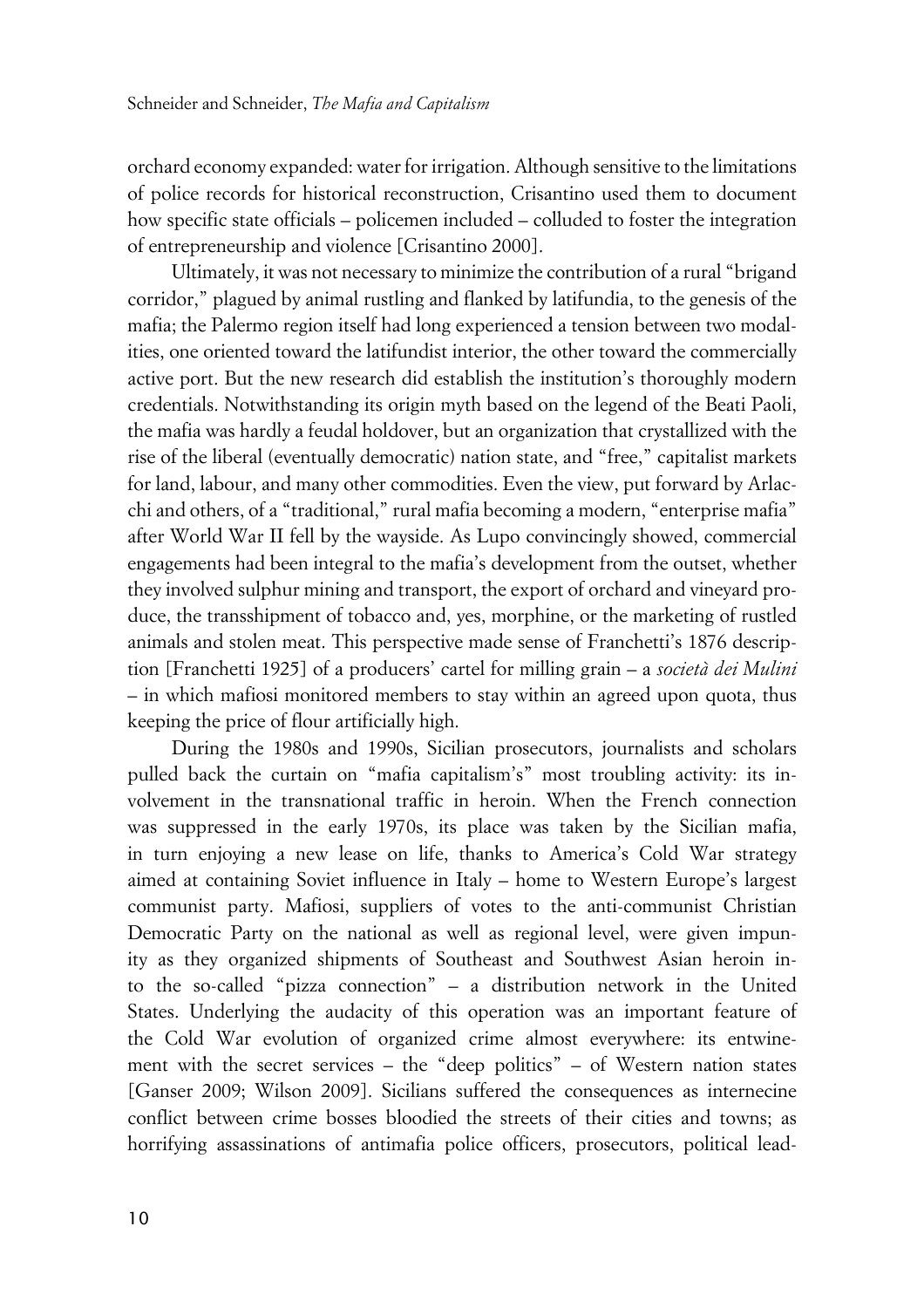orchard economy expanded: water for irrigation. Although sensitive to the limitations of police records for historical reconstruction, Crisantino used them to document how specific state officials – policemen included – colluded to foster the integration of entrepreneurship and violence [Crisantino 2000].

Ultimately, it was not necessary to minimize the contribution of a rural "brigand corridor," plagued by animal rustling and flanked by latifundia, to the genesis of the mafia; the Palermo region itself had long experienced a tension between two modalities, one oriented toward the latifundist interior, the other toward the commercially active port. But the new research did establish the institution's thoroughly modern credentials. Notwithstanding its origin myth based on the legend of the Beati Paoli, the mafia was hardly a feudal holdover, but an organization that crystallized with the rise of the liberal (eventually democratic) nation state, and "free," capitalist markets for land, labour, and many other commodities. Even the view, put forward by Arlacchi and others, of a "traditional," rural mafia becoming a modern, "enterprise mafia" after World War II fell by the wayside. As Lupo convincingly showed, commercial engagements had been integral to the mafia's development from the outset, whether they involved sulphur mining and transport, the export of orchard and vineyard produce, the transshipment of tobacco and, yes, morphine, or the marketing of rustled animals and stolen meat. This perspective made sense of Franchetti's 1876 description [Franchetti 1925] of a producers' cartel for milling grain – a *società dei Mulini* – in which mafiosi monitored members to stay within an agreed upon quota, thus keeping the price of flour artificially high.

During the 1980s and 1990s, Sicilian prosecutors, journalists and scholars pulled back the curtain on "mafia capitalism's" most troubling activity: its involvement in the transnational traffic in heroin. When the French connection was suppressed in the early 1970s, its place was taken by the Sicilian mafia, in turn enjoying a new lease on life, thanks to America's Cold War strategy aimed at containing Soviet influence in Italy – home to Western Europe's largest communist party. Mafiosi, suppliers of votes to the anti-communist Christian Democratic Party on the national as well as regional level, were given impunity as they organized shipments of Southeast and Southwest Asian heroin into the so-called "pizza connection" – a distribution network in the United States. Underlying the audacity of this operation was an important feature of the Cold War evolution of organized crime almost everywhere: its entwinement with the secret services – the "deep politics" – of Western nation states [Ganser 2009; Wilson 2009]. Sicilians suffered the consequences as internecine conflict between crime bosses bloodied the streets of their cities and towns; as horrifying assassinations of antimafia police officers, prosecutors, political lead-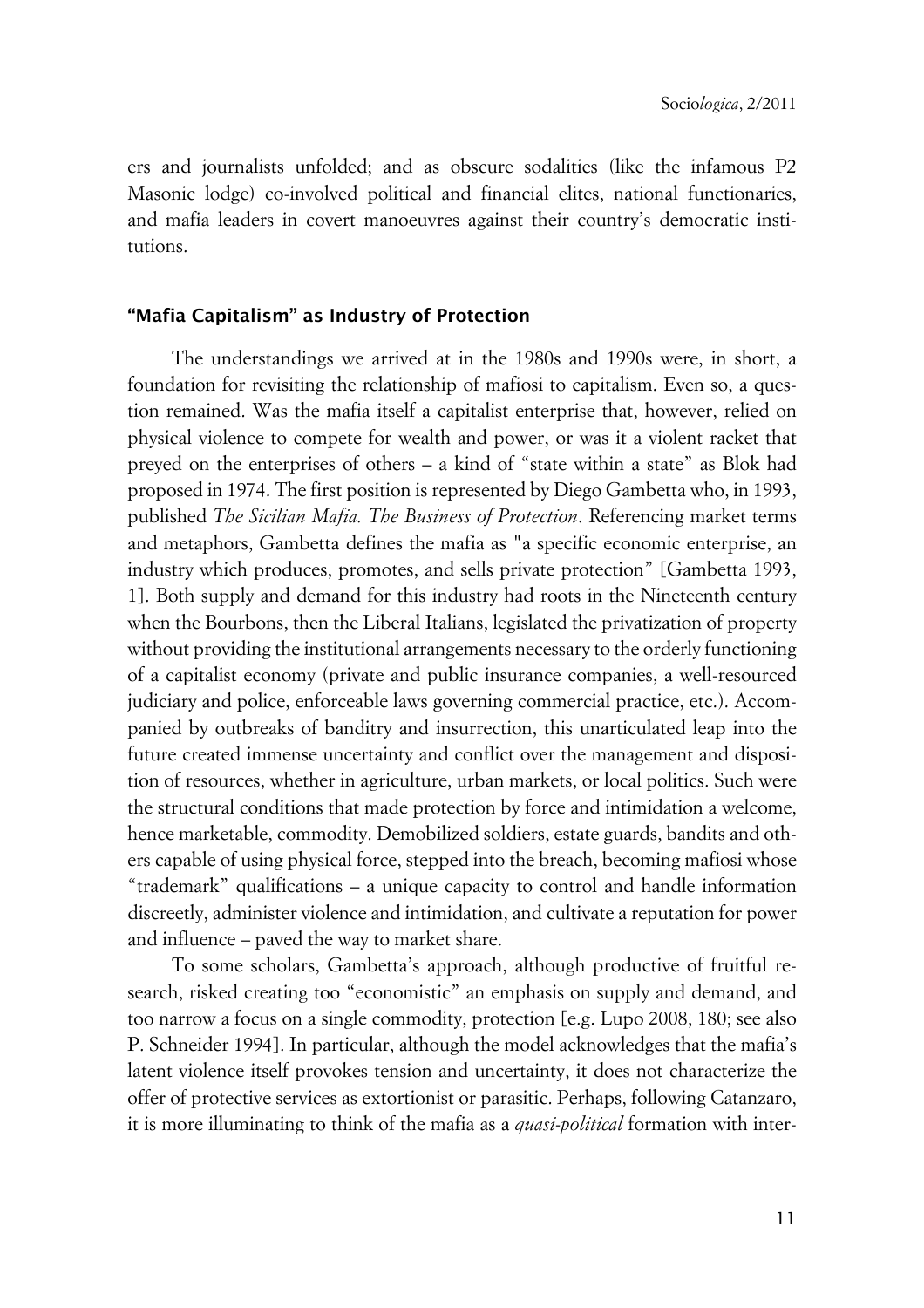ers and journalists unfolded; and as obscure sodalities (like the infamous P2 Masonic lodge) co-involved political and financial elites, national functionaries, and mafia leaders in covert manoeuvres against their country's democratic institutions.

## "Mafia Capitalism" as Industry of Protection

The understandings we arrived at in the 1980s and 1990s were, in short, a foundation for revisiting the relationship of mafiosi to capitalism. Even so, a question remained. Was the mafia itself a capitalist enterprise that, however, relied on physical violence to compete for wealth and power, or was it a violent racket that preyed on the enterprises of others – a kind of "state within a state" as Blok had proposed in 1974. The first position is represented by Diego Gambetta who, in 1993, published *The Sicilian Mafia. The Business of Protection*. Referencing market terms and metaphors, Gambetta defines the mafia as "a specific economic enterprise, an industry which produces, promotes, and sells private protection" [Gambetta 1993, 1]. Both supply and demand for this industry had roots in the Nineteenth century when the Bourbons, then the Liberal Italians, legislated the privatization of property without providing the institutional arrangements necessary to the orderly functioning of a capitalist economy (private and public insurance companies, a well-resourced judiciary and police, enforceable laws governing commercial practice, etc.). Accompanied by outbreaks of banditry and insurrection, this unarticulated leap into the future created immense uncertainty and conflict over the management and disposition of resources, whether in agriculture, urban markets, or local politics. Such were the structural conditions that made protection by force and intimidation a welcome, hence marketable, commodity. Demobilized soldiers, estate guards, bandits and others capable of using physical force, stepped into the breach, becoming mafiosi whose "trademark" qualifications – a unique capacity to control and handle information discreetly, administer violence and intimidation, and cultivate a reputation for power and influence – paved the way to market share.

To some scholars, Gambetta's approach, although productive of fruitful research, risked creating too "economistic" an emphasis on supply and demand, and too narrow a focus on a single commodity, protection [e.g. Lupo 2008, 180; see also P. Schneider 1994]. In particular, although the model acknowledges that the mafia's latent violence itself provokes tension and uncertainty, it does not characterize the offer of protective services as extortionist or parasitic. Perhaps, following Catanzaro, it is more illuminating to think of the mafia as a *quasi-political* formation with inter-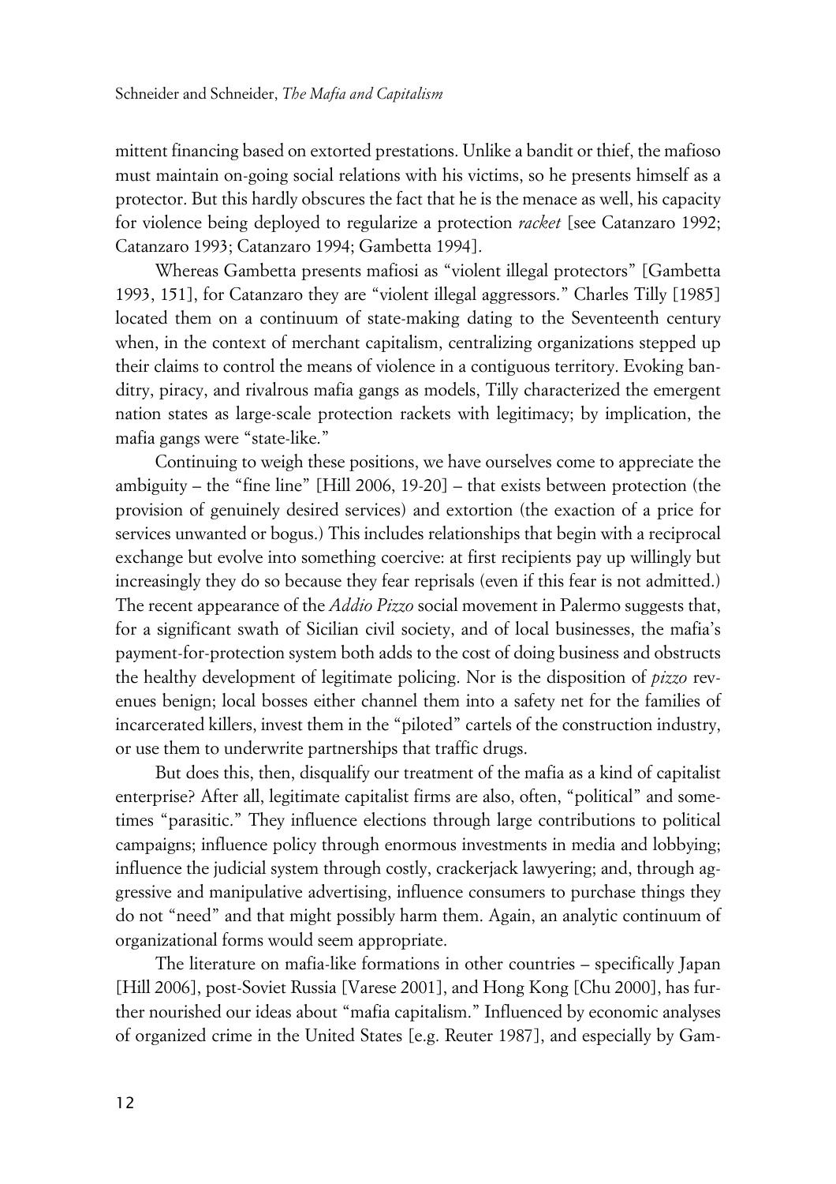mittent financing based on extorted prestations. Unlike a bandit or thief, the mafioso must maintain on-going social relations with his victims, so he presents himself as a protector. But this hardly obscures the fact that he is the menace as well, his capacity for violence being deployed to regularize a protection *racket* [see Catanzaro 1992; Catanzaro 1993; Catanzaro 1994; Gambetta 1994].

Whereas Gambetta presents mafiosi as "violent illegal protectors" [Gambetta 1993, 151], for Catanzaro they are "violent illegal aggressors." Charles Tilly [1985] located them on a continuum of state-making dating to the Seventeenth century when, in the context of merchant capitalism, centralizing organizations stepped up their claims to control the means of violence in a contiguous territory. Evoking banditry, piracy, and rivalrous mafia gangs as models, Tilly characterized the emergent nation states as large-scale protection rackets with legitimacy; by implication, the mafia gangs were "state-like."

Continuing to weigh these positions, we have ourselves come to appreciate the ambiguity – the "fine line" [Hill 2006, 19-20] – that exists between protection (the provision of genuinely desired services) and extortion (the exaction of a price for services unwanted or bogus.) This includes relationships that begin with a reciprocal exchange but evolve into something coercive: at first recipients pay up willingly but increasingly they do so because they fear reprisals (even if this fear is not admitted.) The recent appearance of the *Addio Pizzo* social movement in Palermo suggests that, for a significant swath of Sicilian civil society, and of local businesses, the mafia's payment-for-protection system both adds to the cost of doing business and obstructs the healthy development of legitimate policing. Nor is the disposition of *pizzo* revenues benign; local bosses either channel them into a safety net for the families of incarcerated killers, invest them in the "piloted" cartels of the construction industry, or use them to underwrite partnerships that traffic drugs.

But does this, then, disqualify our treatment of the mafia as a kind of capitalist enterprise? After all, legitimate capitalist firms are also, often, "political" and sometimes "parasitic." They influence elections through large contributions to political campaigns; influence policy through enormous investments in media and lobbying; influence the judicial system through costly, crackerjack lawyering; and, through aggressive and manipulative advertising, influence consumers to purchase things they do not "need" and that might possibly harm them. Again, an analytic continuum of organizational forms would seem appropriate.

The literature on mafia-like formations in other countries – specifically Japan [Hill 2006], post-Soviet Russia [Varese 2001], and Hong Kong [Chu 2000], has further nourished our ideas about "mafia capitalism." Influenced by economic analyses of organized crime in the United States [e.g. Reuter 1987], and especially by Gam-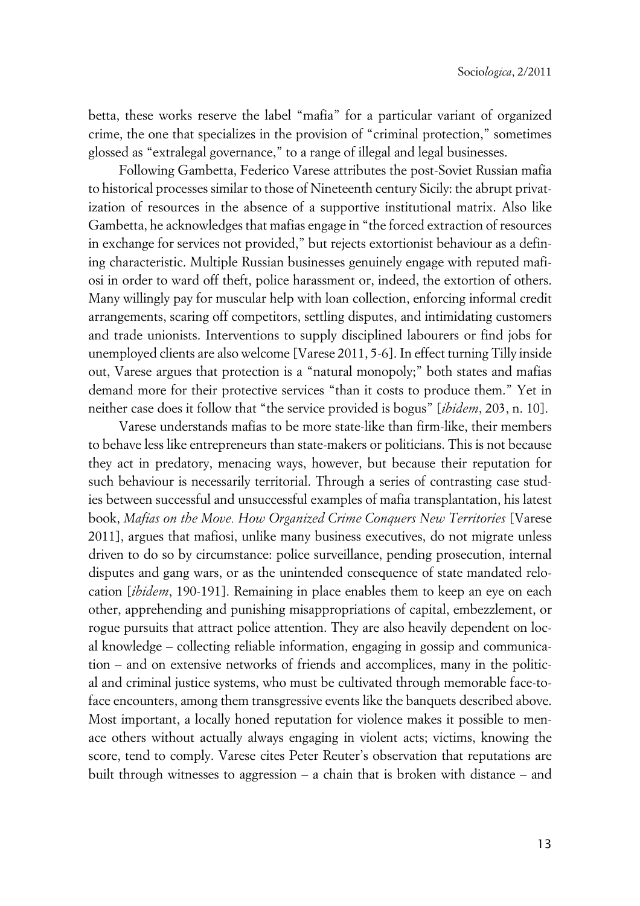betta, these works reserve the label "mafia" for a particular variant of organized crime, the one that specializes in the provision of "criminal protection," sometimes glossed as "extralegal governance," to a range of illegal and legal businesses.

Following Gambetta, Federico Varese attributes the post-Soviet Russian mafia to historical processes similar to those of Nineteenth century Sicily: the abrupt privatization of resources in the absence of a supportive institutional matrix. Also like Gambetta, he acknowledges that mafias engage in "the forced extraction of resources in exchange for services not provided," but rejects extortionist behaviour as a defining characteristic. Multiple Russian businesses genuinely engage with reputed mafiosi in order to ward off theft, police harassment or, indeed, the extortion of others. Many willingly pay for muscular help with loan collection, enforcing informal credit arrangements, scaring off competitors, settling disputes, and intimidating customers and trade unionists. Interventions to supply disciplined labourers or find jobs for unemployed clients are also welcome [Varese 2011, 5-6]. In effect turning Tilly inside out, Varese argues that protection is a "natural monopoly;" both states and mafias demand more for their protective services "than it costs to produce them." Yet in neither case does it follow that "the service provided is bogus" [*ibidem*, 203, n. 10].

Varese understands mafias to be more state-like than firm-like, their members to behave less like entrepreneurs than state-makers or politicians. This is not because they act in predatory, menacing ways, however, but because their reputation for such behaviour is necessarily territorial. Through a series of contrasting case studies between successful and unsuccessful examples of mafia transplantation, his latest book, *Mafias on the Move. How Organized Crime Conquers New Territories* [Varese 2011], argues that mafiosi, unlike many business executives, do not migrate unless driven to do so by circumstance: police surveillance, pending prosecution, internal disputes and gang wars, or as the unintended consequence of state mandated relocation [*ibidem*, 190-191]. Remaining in place enables them to keep an eye on each other, apprehending and punishing misappropriations of capital, embezzlement, or rogue pursuits that attract police attention. They are also heavily dependent on local knowledge – collecting reliable information, engaging in gossip and communication – and on extensive networks of friends and accomplices, many in the political and criminal justice systems, who must be cultivated through memorable face-to-face encounters, among them transgressive events like the banquets described above. Most important, a locally honed reputation for violence makes it possible to menace others without actually always engaging in violent acts; victims, knowing the score, tend to comply. Varese cites Peter Reuter's observation that reputations are built through witnesses to aggression – a chain that is broken with distance – and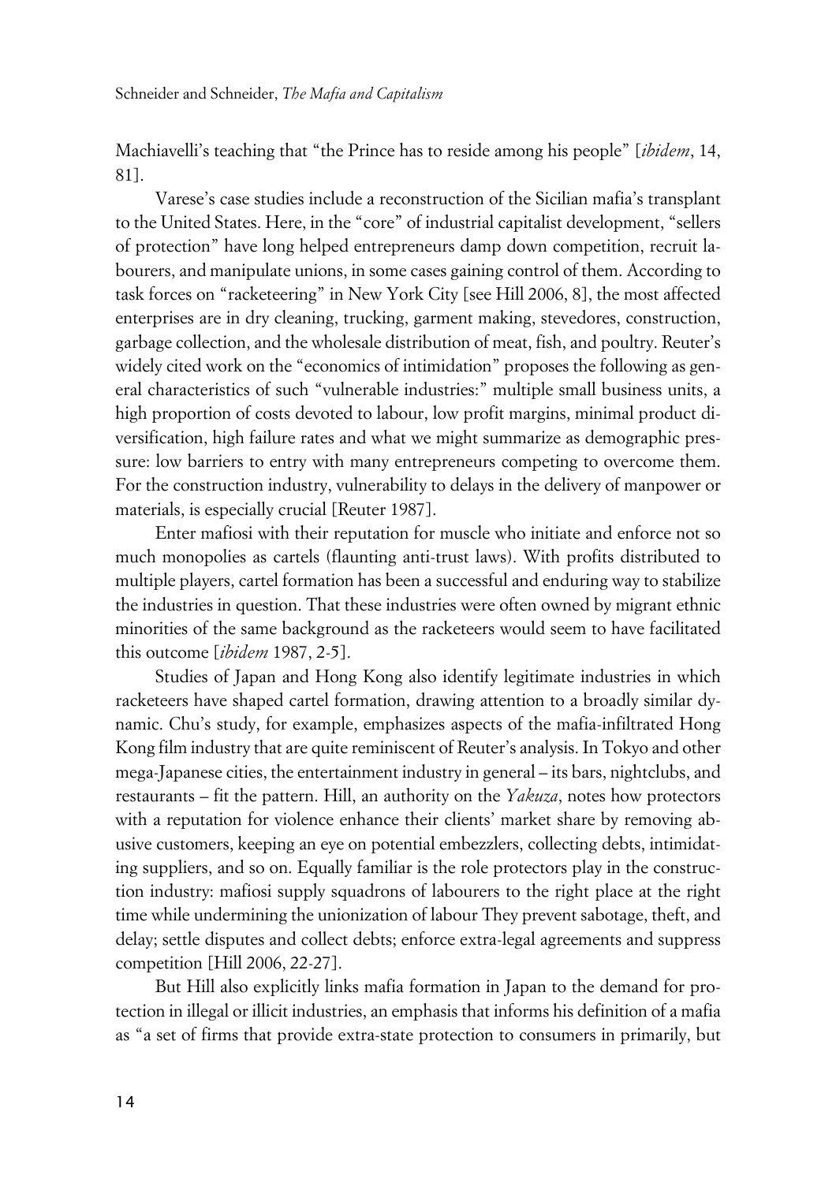Machiavelli's teaching that "the Prince has to reside among his people" [*ibidem*, 14, 81].

Varese's case studies include a reconstruction of the Sicilian mafia's transplant to the United States. Here, in the "core" of industrial capitalist development, "sellers of protection" have long helped entrepreneurs damp down competition, recruit labourers, and manipulate unions, in some cases gaining control of them. According to task forces on "racketeering" in New York City [see Hill 2006, 8], the most affected enterprises are in dry cleaning, trucking, garment making, stevedores, construction, garbage collection, and the wholesale distribution of meat, fish, and poultry. Reuter's widely cited work on the "economics of intimidation" proposes the following as general characteristics of such "vulnerable industries:" multiple small business units, a high proportion of costs devoted to labour, low profit margins, minimal product diversification, high failure rates and what we might summarize as demographic pressure: low barriers to entry with many entrepreneurs competing to overcome them. For the construction industry, vulnerability to delays in the delivery of manpower or materials, is especially crucial [Reuter 1987].

Enter mafiosi with their reputation for muscle who initiate and enforce not so much monopolies as cartels (flaunting anti-trust laws). With profits distributed to multiple players, cartel formation has been a successful and enduring way to stabilize the industries in question. That these industries were often owned by migrant ethnic minorities of the same background as the racketeers would seem to have facilitated this outcome [*ibidem* 1987, 2-5].

Studies of Japan and Hong Kong also identify legitimate industries in which racketeers have shaped cartel formation, drawing attention to a broadly similar dynamic. Chu's study, for example, emphasizes aspects of the mafia-infiltrated Hong Kong film industry that are quite reminiscent of Reuter's analysis. In Tokyo and other mega-Japanese cities, the entertainment industry in general – its bars, nightclubs, and restaurants – fit the pattern. Hill, an authority on the *Yakuza*, notes how protectors with a reputation for violence enhance their clients' market share by removing abusive customers, keeping an eye on potential embezzlers, collecting debts, intimidating suppliers, and so on. Equally familiar is the role protectors play in the construction industry: mafiosi supply squadrons of labourers to the right place at the right time while undermining the unionization of labour They prevent sabotage, theft, and delay; settle disputes and collect debts; enforce extra-legal agreements and suppress competition [Hill 2006, 22-27].

But Hill also explicitly links mafia formation in Japan to the demand for protection in illegal or illicit industries, an emphasis that informs his definition of a mafia as "a set of firms that provide extra-state protection to consumers in primarily, but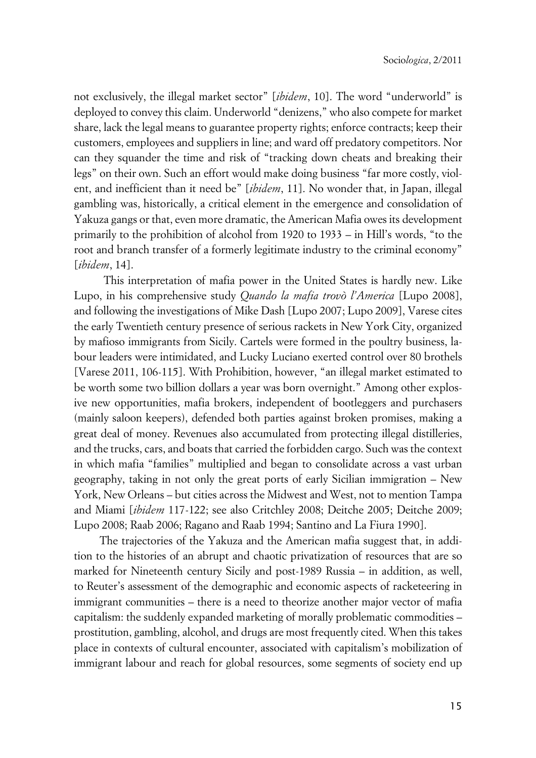not exclusively, the illegal market sector" [*ibidem*, 10]. The word "underworld" is deployed to convey this claim. Underworld "denizens," who also compete for market share, lack the legal means to guarantee property rights; enforce contracts; keep their customers, employees and suppliers in line; and ward off predatory competitors. Nor can they squander the time and risk of "tracking down cheats and breaking their legs" on their own. Such an effort would make doing business "far more costly, violent, and inefficient than it need be" [*ibidem*, 11]. No wonder that, in Japan, illegal gambling was, historically, a critical element in the emergence and consolidation of Yakuza gangs or that, even more dramatic, the American Mafia owes its development primarily to the prohibition of alcohol from 1920 to 1933 – in Hill's words, "to the root and branch transfer of a formerly legitimate industry to the criminal economy" [*ibidem*, 14].

This interpretation of mafia power in the United States is hardly new. Like Lupo, in his comprehensive study *Quando la mafia trovò l'America* [Lupo 2008], and following the investigations of Mike Dash [Lupo 2007; Lupo 2009], Varese cites the early Twentieth century presence of serious rackets in New York City, organized by mafioso immigrants from Sicily. Cartels were formed in the poultry business, labour leaders were intimidated, and Lucky Luciano exerted control over 80 brothels [Varese 2011, 106-115]. With Prohibition, however, "an illegal market estimated to be worth some two billion dollars a year was born overnight." Among other explosive new opportunities, mafia brokers, independent of bootleggers and purchasers (mainly saloon keepers), defended both parties against broken promises, making a great deal of money. Revenues also accumulated from protecting illegal distilleries, and the trucks, cars, and boats that carried the forbidden cargo. Such was the context in which mafia "families" multiplied and began to consolidate across a vast urban geography, taking in not only the great ports of early Sicilian immigration – New York, New Orleans – but cities across the Midwest and West, not to mention Tampa and Miami [*ibidem* 117-122; see also Critchley 2008; Deitche 2005; Deitche 2009; Lupo 2008; Raab 2006; Ragano and Raab 1994; Santino and La Fiura 1990].

The trajectories of the Yakuza and the American mafia suggest that, in addition to the histories of an abrupt and chaotic privatization of resources that are so marked for Nineteenth century Sicily and post-1989 Russia – in addition, as well, to Reuter's assessment of the demographic and economic aspects of racketeering in immigrant communities – there is a need to theorize another major vector of mafia capitalism: the suddenly expanded marketing of morally problematic commodities – prostitution, gambling, alcohol, and drugs are most frequently cited. When this takes place in contexts of cultural encounter, associated with capitalism's mobilization of immigrant labour and reach for global resources, some segments of society end up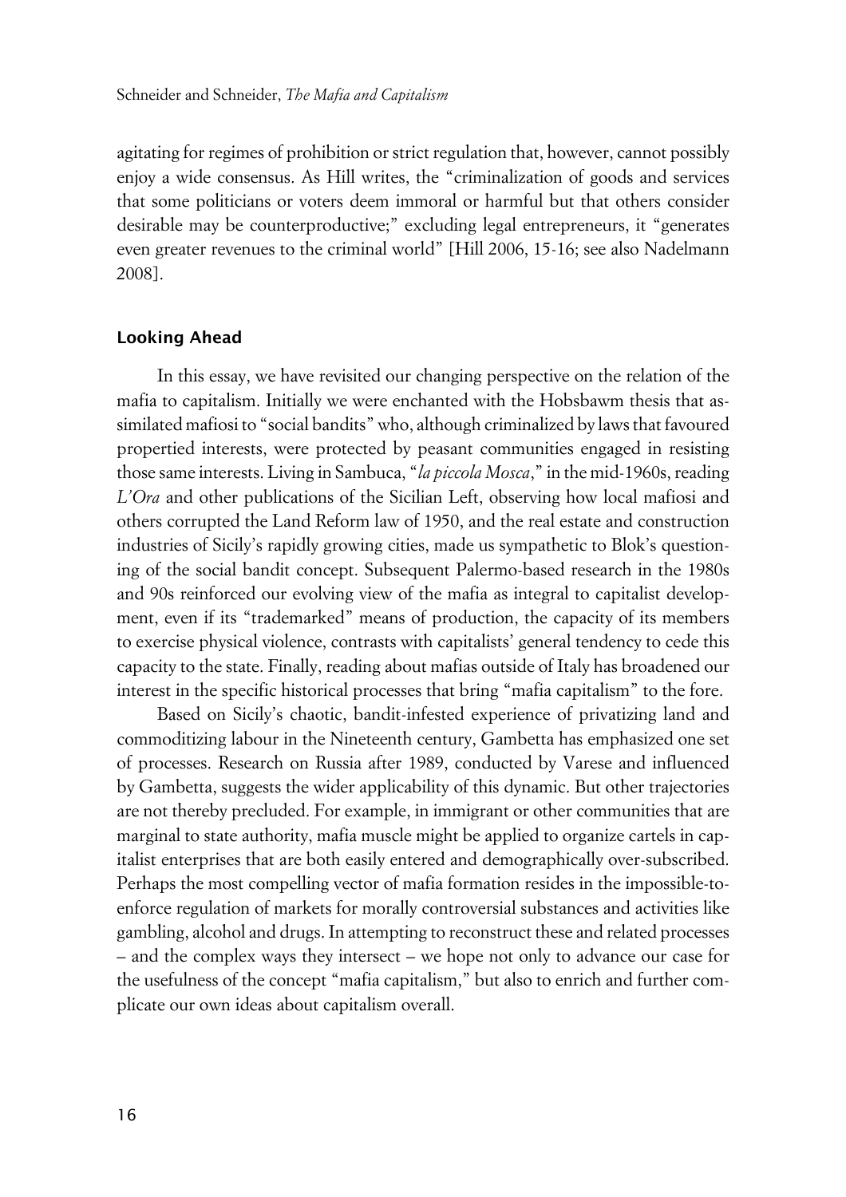agitating for regimes of prohibition or strict regulation that, however, cannot possibly enjoy a wide consensus. As Hill writes, the "criminalization of goods and services that some politicians or voters deem immoral or harmful but that others consider desirable may be counterproductive;" excluding legal entrepreneurs, it "generates even greater revenues to the criminal world" [Hill 2006, 15-16; see also Nadelmann 2008].

## Looking Ahead

In this essay, we have revisited our changing perspective on the relation of the mafia to capitalism. Initially we were enchanted with the Hobsbawm thesis that assimilated mafiosi to "social bandits" who, although criminalized by laws that favoured propertied interests, were protected by peasant communities engaged in resisting those same interests. Living in Sambuca, "*la piccola Mosca*," in the mid-1960s, reading *L'Ora* and other publications of the Sicilian Left, observing how local mafiosi and others corrupted the Land Reform law of 1950, and the real estate and construction industries of Sicily's rapidly growing cities, made us sympathetic to Blok's questioning of the social bandit concept. Subsequent Palermo-based research in the 1980s and 90s reinforced our evolving view of the mafia as integral to capitalist development, even if its "trademarked" means of production, the capacity of its members to exercise physical violence, contrasts with capitalists' general tendency to cede this capacity to the state. Finally, reading about mafias outside of Italy has broadened our interest in the specific historical processes that bring "mafia capitalism" to the fore.

Based on Sicily's chaotic, bandit-infested experience of privatizing land and commoditizing labour in the Nineteenth century, Gambetta has emphasized one set of processes. Research on Russia after 1989, conducted by Varese and influenced by Gambetta, suggests the wider applicability of this dynamic. But other trajectories are not thereby precluded. For example, in immigrant or other communities that are marginal to state authority, mafia muscle might be applied to organize cartels in capitalist enterprises that are both easily entered and demographically over-subscribed. Perhaps the most compelling vector of mafia formation resides in the impossible-to-enforce regulation of markets for morally controversial substances and activities like gambling, alcohol and drugs. In attempting to reconstruct these and related processes – and the complex ways they intersect – we hope not only to advance our case for the usefulness of the concept "mafia capitalism," but also to enrich and further complicate our own ideas about capitalism overall.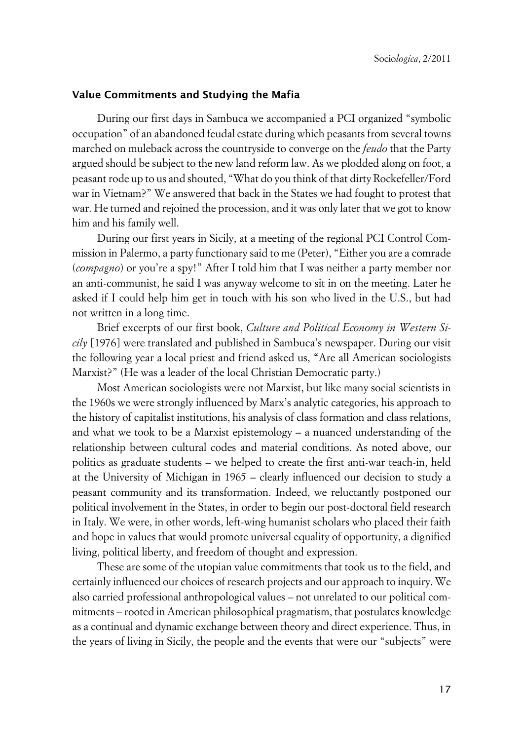## Value Commitments and Studying the Mafia

During our first days in Sambuca we accompanied a PCI organized "symbolic occupation" of an abandoned feudal estate during which peasants from several towns marched on muleback across the countryside to converge on the *feudo* that the Party argued should be subject to the new land reform law. As we plodded along on foot, a peasant rode up to us and shouted, "What do you think of that dirty Rockefeller/Ford war in Vietnam?" We answered that back in the States we had fought to protest that war. He turned and rejoined the procession, and it was only later that we got to know him and his family well.

During our first years in Sicily, at a meeting of the regional PCI Control Commission in Palermo, a party functionary said to me (Peter), "Either you are a comrade (*compagno*) or you're a spy!" After I told him that I was neither a party member nor an anti-communist, he said I was anyway welcome to sit in on the meeting. Later he asked if I could help him get in touch with his son who lived in the U.S., but had not written in a long time.

Brief excerpts of our first book, *Culture and Political Economy in Western Sicily* [1976] were translated and published in Sambuca's newspaper. During our visit the following year a local priest and friend asked us, "Are all American sociologists Marxist?" (He was a leader of the local Christian Democratic party.)

Most American sociologists were not Marxist, but like many social scientists in the 1960s we were strongly influenced by Marx's analytic categories, his approach to the history of capitalist institutions, his analysis of class formation and class relations, and what we took to be a Marxist epistemology – a nuanced understanding of the relationship between cultural codes and material conditions. As noted above, our politics as graduate students – we helped to create the first anti-war teach-in, held at the University of Michigan in 1965 – clearly influenced our decision to study a peasant community and its transformation. Indeed, we reluctantly postponed our political involvement in the States, in order to begin our post-doctoral field research in Italy. We were, in other words, left-wing humanist scholars who placed their faith and hope in values that would promote universal equality of opportunity, a dignified living, political liberty, and freedom of thought and expression.

These are some of the utopian value commitments that took us to the field, and certainly influenced our choices of research projects and our approach to inquiry. We also carried professional anthropological values – not unrelated to our political commitments – rooted in American philosophical pragmatism, that postulates knowledge as a continual and dynamic exchange between theory and direct experience. Thus, in the years of living in Sicily, the people and the events that were our "subjects" were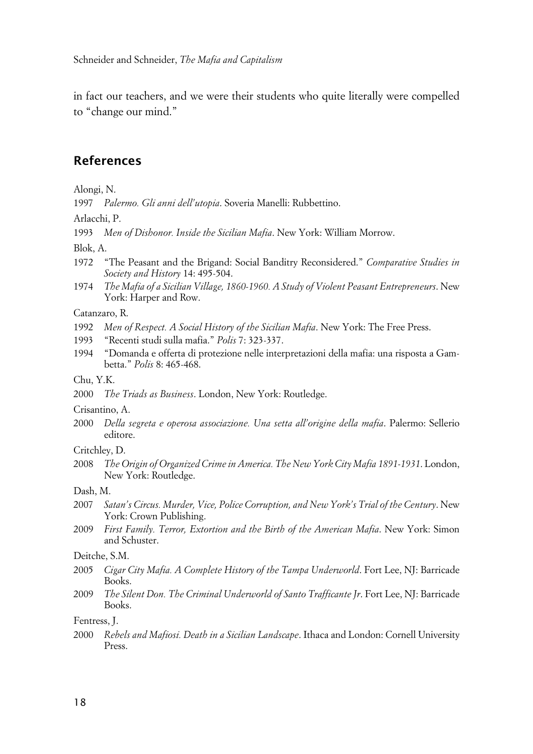in fact our teachers, and we were their students who quite literally were compelled to "change our mind."

## References

Alongi, N.

1997 *Palermo. Gli anni dell'utopia*. Soveria Manelli: Rubbettino.

Arlacchi, P.

1993 *Men of Dishonor. Inside the Sicilian Mafia*. New York: William Morrow.

Blok, A.

1972 "The Peasant and the Brigand: Social Banditry Reconsidered." *Comparative Studies in Society and History* 14: 495-504.

1974 *The Mafia of a Sicilian Village, 1860-1960. A Study of Violent Peasant Entrepreneurs*. New York: Harper and Row.

Catanzaro, R.

1992 *Men of Respect. A Social History of the Sicilian Mafia*. New York: The Free Press.

1993 "Recenti studi sulla mafia." *Polis* 7: 323-337.

1994 "Domanda e offerta di protezione nelle interpretazioni della mafia: una risposta a Gambetta." *Polis* 8: 465-468.

Chu, Y.K.

2000 *The Triads as Business*. London, New York: Routledge.

Crisantino, A.

2000 *Della segreta e operosa associazione. Una setta all'origine della mafia*. Palermo: Sellerio editore.

Critchley, D.

2008 *The Origin of Organized Crime in America. The New York City Mafia 1891-1931*. London, New York: Routledge.

Dash, M.

2007 *Satan's Circus. Murder, Vice, Police Corruption, and New York's Trial of the Century*. New York: Crown Publishing.

2009 *First Family. Terror, Extortion and the Birth of the American Mafia*. New York: Simon and Schuster.

Deitche, S.M.

2005 *Cigar City Mafia. A Complete History of the Tampa Underworld*. Fort Lee, NJ: Barricade Books.

2009 *The Silent Don. The Criminal Underworld of Santo Trafficante Jr*. Fort Lee, NJ: Barricade Books.

Fentress, J.

2000 *Rebels and Mafiosi. Death in a Sicilian Landscape*. Ithaca and London: Cornell University Press.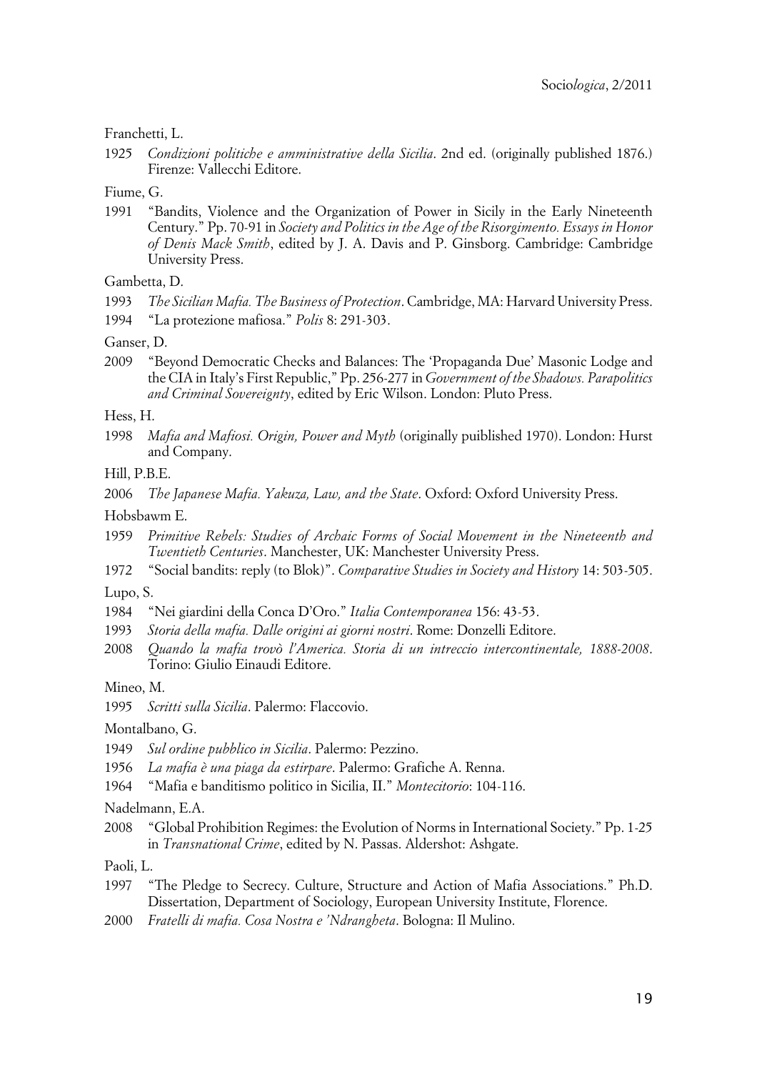Franchetti, L.

1925 *Condizioni politiche e amministrative della Sicilia*. 2nd ed. (originally published 1876.) Firenze: Vallecchi Editore.

Fiume, G.

1991 "Bandits, Violence and the Organization of Power in Sicily in the Early Nineteenth Century." Pp. 70-91 in *Society and Politics in the Age of the Risorgimento. Essays in Honor of Denis Mack Smith*, edited by J. A. Davis and P. Ginsborg. Cambridge: Cambridge University Press.

Gambetta, D.

1993 *The Sicilian Mafia. The Business of Protection*. Cambridge, MA: Harvard University Press.

1994 "La protezione mafiosa." *Polis* 8: 291-303.

Ganser, D.

2009 "Beyond Democratic Checks and Balances: The 'Propaganda Due' Masonic Lodge and the CIA in Italy's First Republic," Pp. 256-277 in *Government of the Shadows. Parapolitics and Criminal Sovereignty*, edited by Eric Wilson. London: Pluto Press.

Hess, H.

1998 *Mafia and Mafiosi. Origin, Power and Myth* (originally puiblished 1970). London: Hurst and Company.

Hill, P.B.E.

2006 *The Japanese Mafia. Yakuza, Law, and the State*. Oxford: Oxford University Press.

Hobsbawm E.

1959 *Primitive Rebels: Studies of Archaic Forms of Social Movement in the Nineteenth and Twentieth Centuries*. Manchester, UK: Manchester University Press.

1972 "Social bandits: reply (to Blok)". *Comparative Studies in Society and History* 14: 503-505.

Lupo, S.

1984 "Nei giardini della Conca D'Oro." *Italia Contemporanea* 156: 43-53.

1993 *Storia della mafia. Dalle origini ai giorni nostri*. Rome: Donzelli Editore.

2008 *Quando la mafia trovò l'America. Storia di un intreccio intercontinentale, 1888-2008*. Torino: Giulio Einaudi Editore.

Mineo, M.

1995 *Scritti sulla Sicilia*. Palermo: Flaccovio.

Montalbano, G.

1949 *Sul ordine pubblico in Sicilia*. Palermo: Pezzino.

1956 *La mafia è una piaga da estirpare*. Palermo: Grafiche A. Renna.

1964 "Mafia e banditismo politico in Sicilia, II." *Montecitorio*: 104-116.

Nadelmann, E.A.

2008 "Global Prohibition Regimes: the Evolution of Norms in International Society." Pp. 1-25 in *Transnational Crime*, edited by N. Passas. Aldershot: Ashgate.

Paoli, L.

1997 "The Pledge to Secrecy. Culture, Structure and Action of Mafia Associations." Ph.D. Dissertation, Department of Sociology, European University Institute, Florence.

2000 *Fratelli di mafia. Cosa Nostra e 'Ndrangheta*. Bologna: Il Mulino.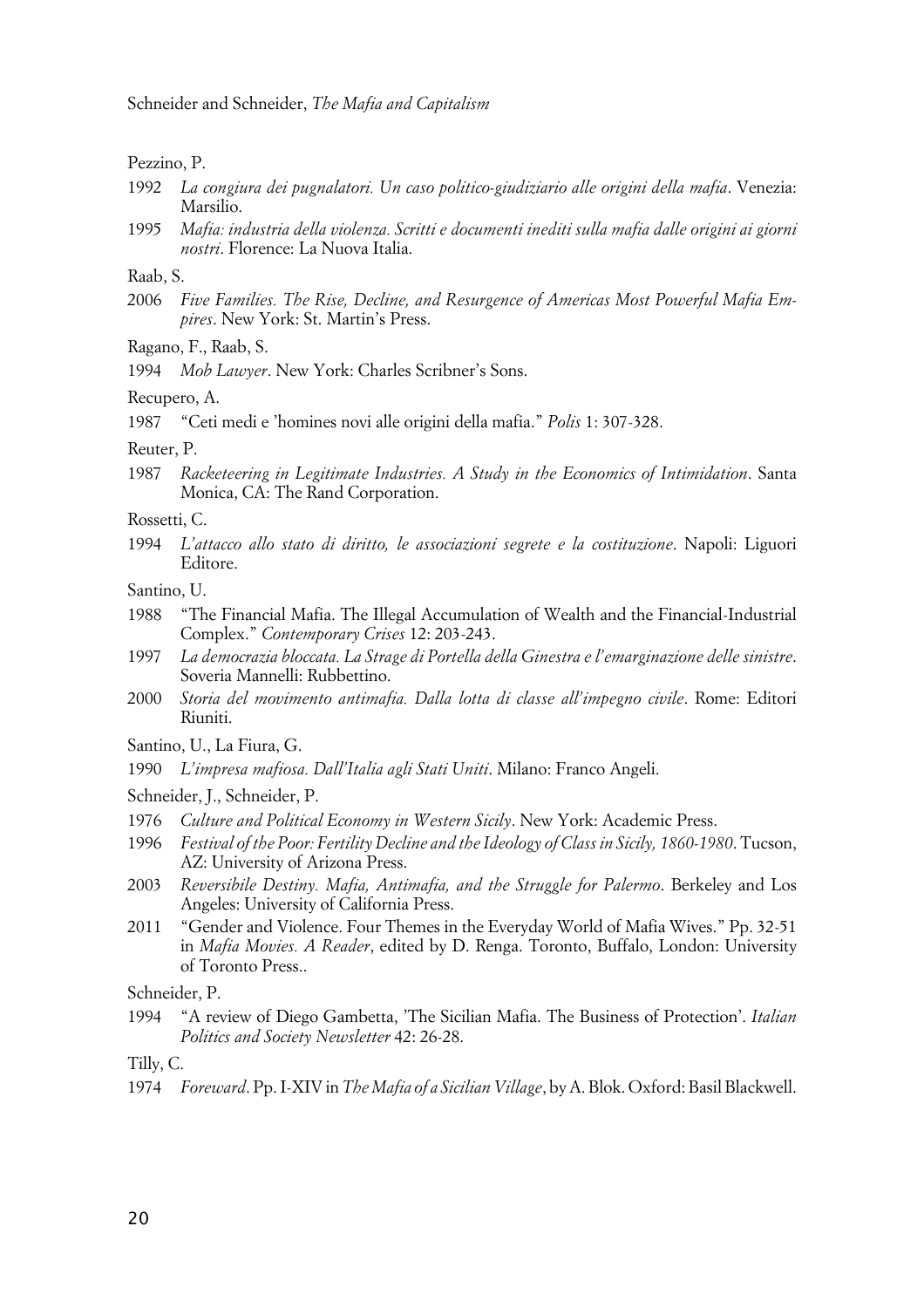Pezzino, P.

1992 *La congiura dei pugnalatori. Un caso politico-giudiziario alle origini della mafia*. Venezia: Marsilio.

1995 *Mafia: industria della violenza. Scritti e documenti inediti sulla mafia dalle origini ai giorni nostri*. Florence: La Nuova Italia.

Raab, S.

2006 *Five Families. The Rise, Decline, and Resurgence of Americas Most Powerful Mafia Empires*. New York: St. Martin's Press.

Ragano, F., Raab, S.

1994 *Mob Lawyer*. New York: Charles Scribner's Sons.

Recupero, A.

1987 "Ceti medi e 'homines novi alle origini della mafia." *Polis* 1: 307-328.

Reuter, P.

1987 *Racketeering in Legitimate Industries. A Study in the Economics of Intimidation*. Santa Monica, CA: The Rand Corporation.

Rossetti, C.

1994 *L'attacco allo stato di diritto, le associazioni segrete e la costituzione*. Napoli: Liguori Editore.

Santino, U.

1988 "The Financial Mafia. The Illegal Accumulation of Wealth and the Financial-Industrial Complex." *Contemporary Crises* 12: 203-243.

1997 *La democrazia bloccata. La Strage di Portella della Ginestra e l'emarginazione delle sinistre*. Soveria Mannelli: Rubbettino.

2000 *Storia del movimento antimafia. Dalla lotta di classe all'impegno civile*. Rome: Editori Riuniti.

Santino, U., La Fiura, G.

1990 *L'impresa mafiosa. Dall'Italia agli Stati Uniti*. Milano: Franco Angeli.

Schneider, J., Schneider, P.

1976 *Culture and Political Economy in Western Sicily*. New York: Academic Press.

1996 *Festival of the Poor: Fertility Decline and the Ideology of Class in Sicily, 1860-1980*. Tucson, AZ: University of Arizona Press.

2003 *Reversibile Destiny. Mafia, Antimafia, and the Struggle for Palermo*. Berkeley and Los Angeles: University of California Press.

2011 "Gender and Violence. Four Themes in the Everyday World of Mafia Wives." Pp. 32-51 in *Mafia Movies. A Reader*, edited by D. Renga. Toronto, Buffalo, London: University of Toronto Press..

Schneider, P.

1994 "A review of Diego Gambetta, 'The Sicilian Mafia. The Business of Protection'. *Italian Politics and Society Newsletter* 42: 26-28.

Tilly, C.

1974 *Foreward*. Pp. I-XIV in *The Mafia of a Sicilian Village*, by A. Blok. Oxford: Basil Blackwell.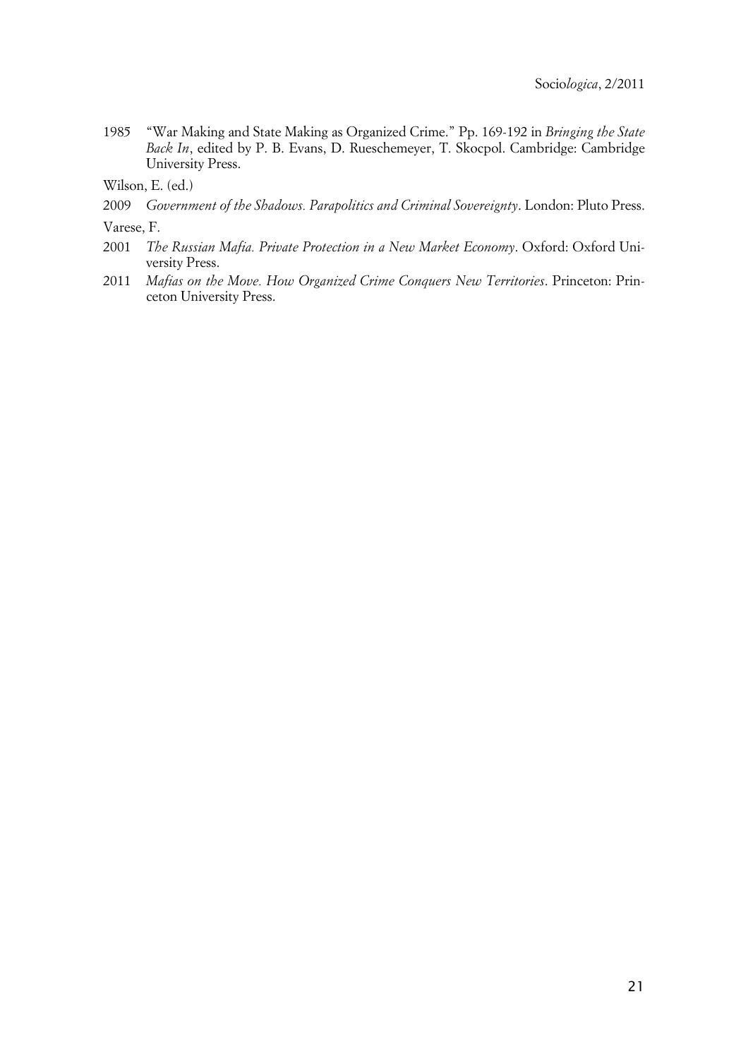1985 "War Making and State Making as Organized Crime." Pp. 169-192 in *Bringing the State Back In*, edited by P. B. Evans, D. Rueschemeyer, T. Skocpol. Cambridge: Cambridge University Press.

Wilson, E. (ed.)

2009 *Government of the Shadows. Parapolitics and Criminal Sovereignty*. London: Pluto Press.

Varese, F.

2001 *The Russian Mafia. Private Protection in a New Market Economy*. Oxford: Oxford University Press.

2011 *Mafias on the Move. How Organized Crime Conquers New Territories*. Princeton: Princeton University Press.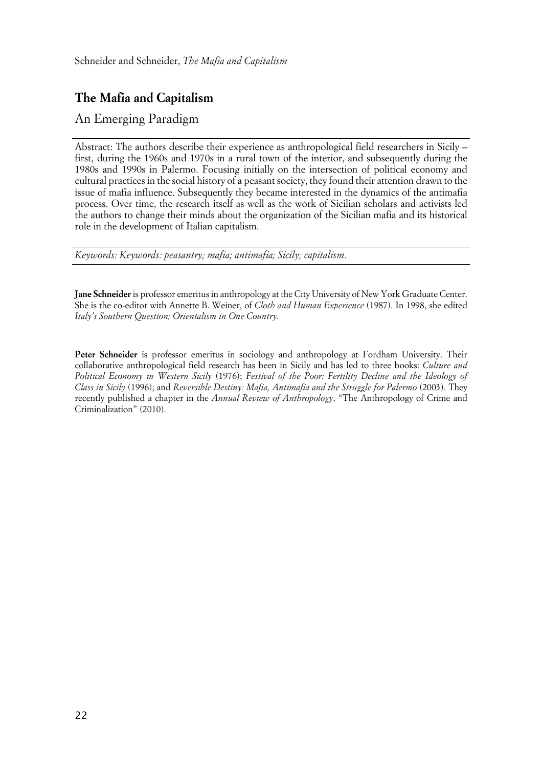## The Mafia and Capitalism

An Emerging Paradigm

Abstract: The authors describe their experience as anthropological field researchers in Sicily – first, during the 1960s and 1970s in a rural town of the interior, and subsequently during the 1980s and 1990s in Palermo. Focusing initially on the intersection of political economy and cultural practices in the social history of a peasant society, they found their attention drawn to the issue of mafia influence. Subsequently they became interested in the dynamics of the antimafia process. Over time, the research itself as well as the work of Sicilian scholars and activists led the authors to change their minds about the organization of the Sicilian mafia and its historical role in the development of Italian capitalism.

*Keywords: Keywords: peasantry; mafia; antimafia; Sicily; capitalism.*

**Jane Schneider** is professor emeritus in anthropology at the City University of New York Graduate Center. She is the co-editor with Annette B. Weiner, of *Cloth and Human Experience* (1987). In 1998, she edited *Italy's Southern Question; Orientalism in One Country*.

**Peter Schneider** is professor emeritus in sociology and anthropology at Fordham University. Their collaborative anthropological field research has been in Sicily and has led to three books: *Culture and Political Economy in Western Sicily* (1976); *Festival of the Poor: Fertility Decline and the Ideology of Class in Sicily* (1996); and *Reversible Destiny: Mafia, Antimafia and the Struggle for Palermo* (2003). They recently published a chapter in the *Annual Review of Anthropology*, "The Anthropology of Crime and Criminalization" (2010).